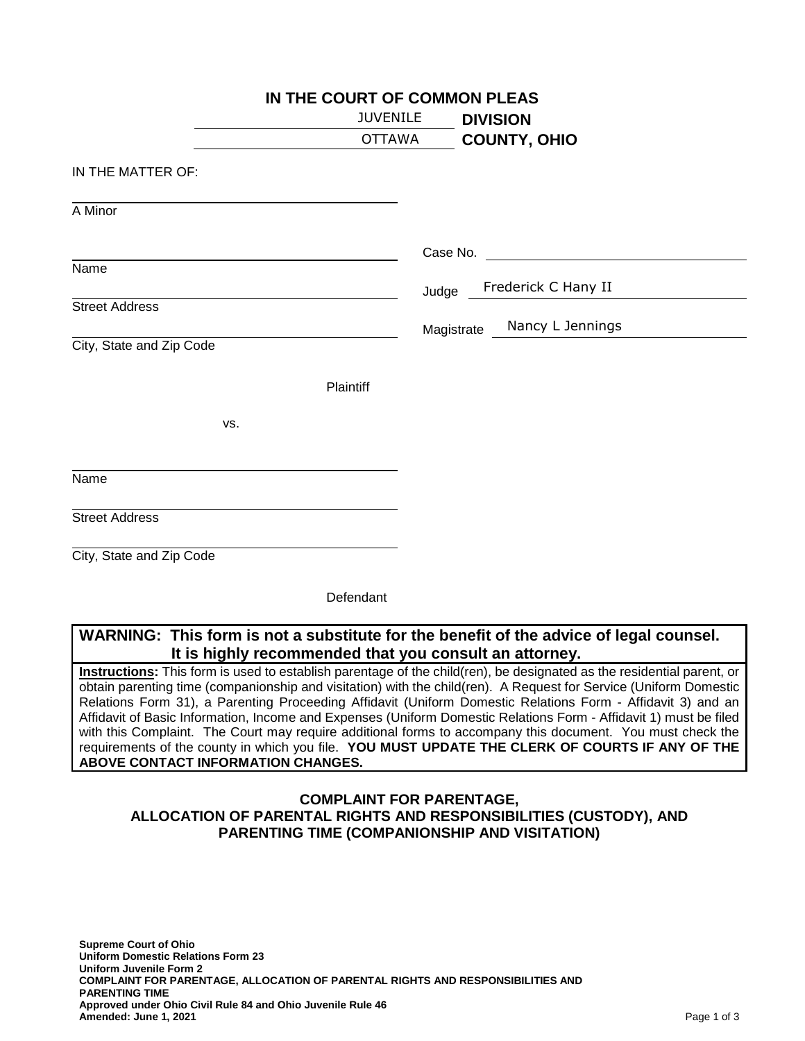**IN THE COURT OF COMMON PLEAS**

JUVENILE **DIVISION**

OTTAWA **COUNTY, OHIO**

IN THE MATTER OF:

_______________________________
A Minor

_______________________________
Name

_______________________________
Street Address

_______________________________
City, State and Zip Code

Plaintiff

vs.

_______________________________
Name

_______________________________
Street Address

_______________________________
City, State and Zip Code

Defendant

Case No. _______________________

Judge Frederick C Hany II

Magistrate Nancy L Jennings

**WARNING: This form is not a substitute for the benefit of the advice of legal counsel. It is highly recommended that you consult an attorney.**

**Instructions:** This form is used to establish parentage of the child(ren), be designated as the residential parent, or obtain parenting time (companionship and visitation) with the child(ren). A Request for Service (Uniform Domestic Relations Form 31), a Parenting Proceeding Affidavit (Uniform Domestic Relations Form - Affidavit 3) and an Affidavit of Basic Information, Income and Expenses (Uniform Domestic Relations Form - Affidavit 1) must be filed with this Complaint. The Court may require additional forms to accompany this document. You must check the requirements of the county in which you file. **YOU MUST UPDATE THE CLERK OF COURTS IF ANY OF THE ABOVE CONTACT INFORMATION CHANGES.**

**COMPLAINT FOR PARENTAGE,
ALLOCATION OF PARENTAL RIGHTS AND RESPONSIBILITIES (CUSTODY), AND
PARENTING TIME (COMPANIONSHIP AND VISITATION)**

**Supreme Court of Ohio**
**Uniform Domestic Relations Form 23**
**Uniform Juvenile Form 2**
**COMPLAINT FOR PARENTAGE, ALLOCATION OF PARENTAL RIGHTS AND RESPONSIBILITIES AND PARENTING TIME**
**Approved under Ohio Civil Rule 84 and Ohio Juvenile Rule 46**
**Amended: June 1, 2021**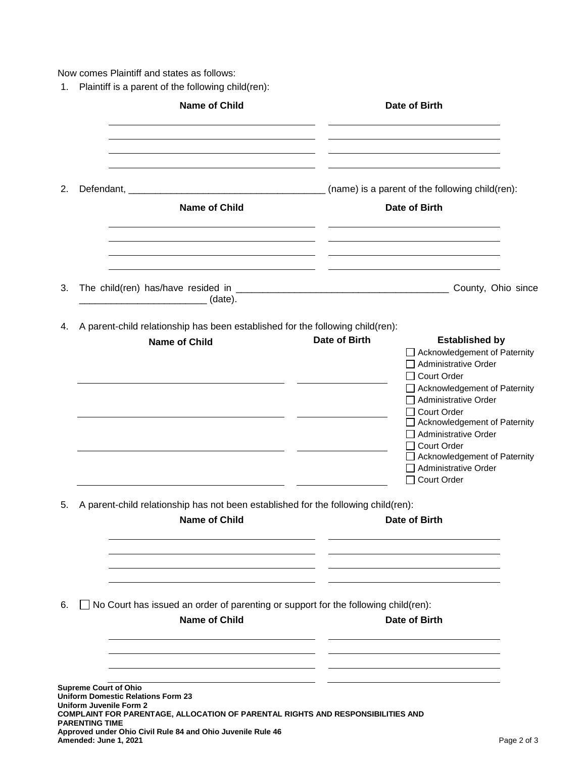Now comes Plaintiff and states as follows:

1. Plaintiff is a parent of the following child(ren):

| Name of Child | Date of Birth |
|---|---|
| | |
| | |
| | |
| | |

2. Defendant, _____________________________________ (name) is a parent of the following child(ren):

| Name of Child | Date of Birth |
|---|---|
| | |
| | |
| | |
| | |

3. The child(ren) has/have resided in ________________________________________ County, Ohio since _______________________ (date).

4. A parent-child relationship has been established for the following child(ren):

| Name of Child | Date of Birth | Established by |
|---|---|---|
| | | ☐ Acknowledgement of Paternity<br>☐ Administrative Order<br>☐ Court Order |
| | | ☐ Acknowledgement of Paternity<br>☐ Administrative Order<br>☐ Court Order |
| | | ☐ Acknowledgement of Paternity<br>☐ Administrative Order<br>☐ Court Order |
| | | ☐ Acknowledgement of Paternity<br>☐ Administrative Order<br>☐ Court Order |

5. A parent-child relationship has not been established for the following child(ren):

| Name of Child | Date of Birth |
|---|---|
| | |
| | |
| | |
| | |

6. ☐ No Court has issued an order of parenting or support for the following child(ren):

| Name of Child | Date of Birth |
|---|---|
| | |
| | |
| | |
| | |

**Supreme Court of Ohio**
**Uniform Domestic Relations Form 23**
**Uniform Juvenile Form 2**
**COMPLAINT FOR PARENTAGE, ALLOCATION OF PARENTAL RIGHTS AND RESPONSIBILITIES AND PARENTING TIME**
**Approved under Ohio Civil Rule 84 and Ohio Juvenile Rule 46**
**Amended: June 1, 2021**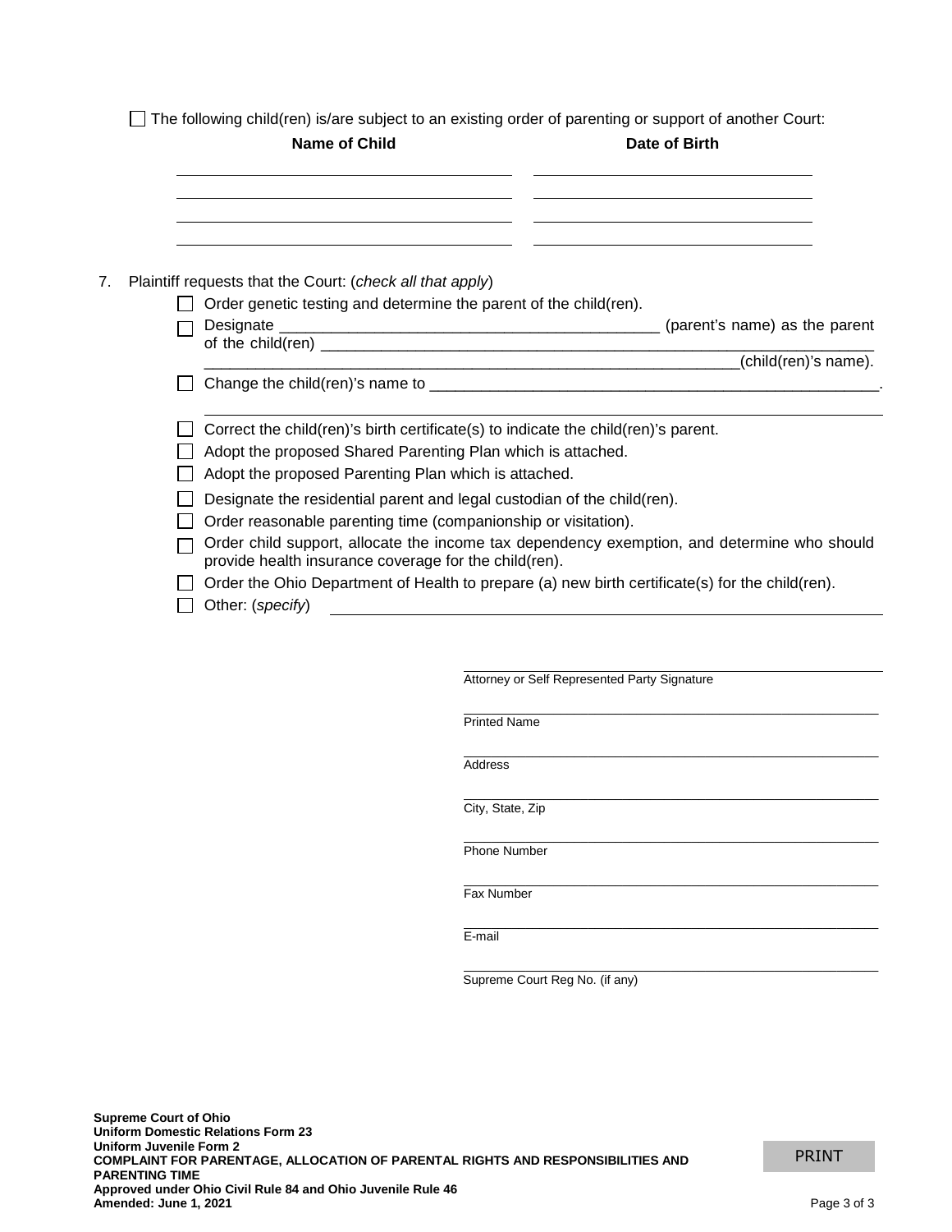☐ The following child(ren) is/are subject to an existing order of parenting or support of another Court:

| Name of Child | Date of Birth |
|---|---|
| | |
| | |
| | |
| | |

7. Plaintiff requests that the Court: (*check all that apply*)
   - ☐ Order genetic testing and determine the parent of the child(ren).
   - ☐ Designate ___________________________________________ (parent's name) as the parent of the child(ren) ______________________________________________________________ ____________________________________________________________(child(ren)'s name).
   - ☐ Change the child(ren)'s name to ______________________________________________________. ______________________________________________________________________________
   - ☐ Correct the child(ren)'s birth certificate(s) to indicate the child(ren)'s parent.
   - ☐ Adopt the proposed Shared Parenting Plan which is attached.
   - ☐ Adopt the proposed Parenting Plan which is attached.
   - ☐ Designate the residential parent and legal custodian of the child(ren).
   - ☐ Order reasonable parenting time (companionship or visitation).
   - ☐ Order child support, allocate the income tax dependency exemption, and determine who should provide health insurance coverage for the child(ren).
   - ☐ Order the Ohio Department of Health to prepare (a) new birth certificate(s) for the child(ren).
   - ☐ Other: (*specify*) ______________________________________________________________

______________________________________________
Attorney or Self Represented Party Signature

______________________________________________
Printed Name

______________________________________________
Address

______________________________________________
City, State, Zip

______________________________________________
Phone Number

______________________________________________
Fax Number

______________________________________________
E-mail

______________________________________________
Supreme Court Reg No. (if any)

**Supreme Court of Ohio**
**Uniform Domestic Relations Form 23**
**Uniform Juvenile Form 2**
**COMPLAINT FOR PARENTAGE, ALLOCATION OF PARENTAL RIGHTS AND RESPONSIBILITIES AND PARENTING TIME**
**Approved under Ohio Civil Rule 84 and Ohio Juvenile Rule 46**
**Amended: June 1, 2021**

PRINT